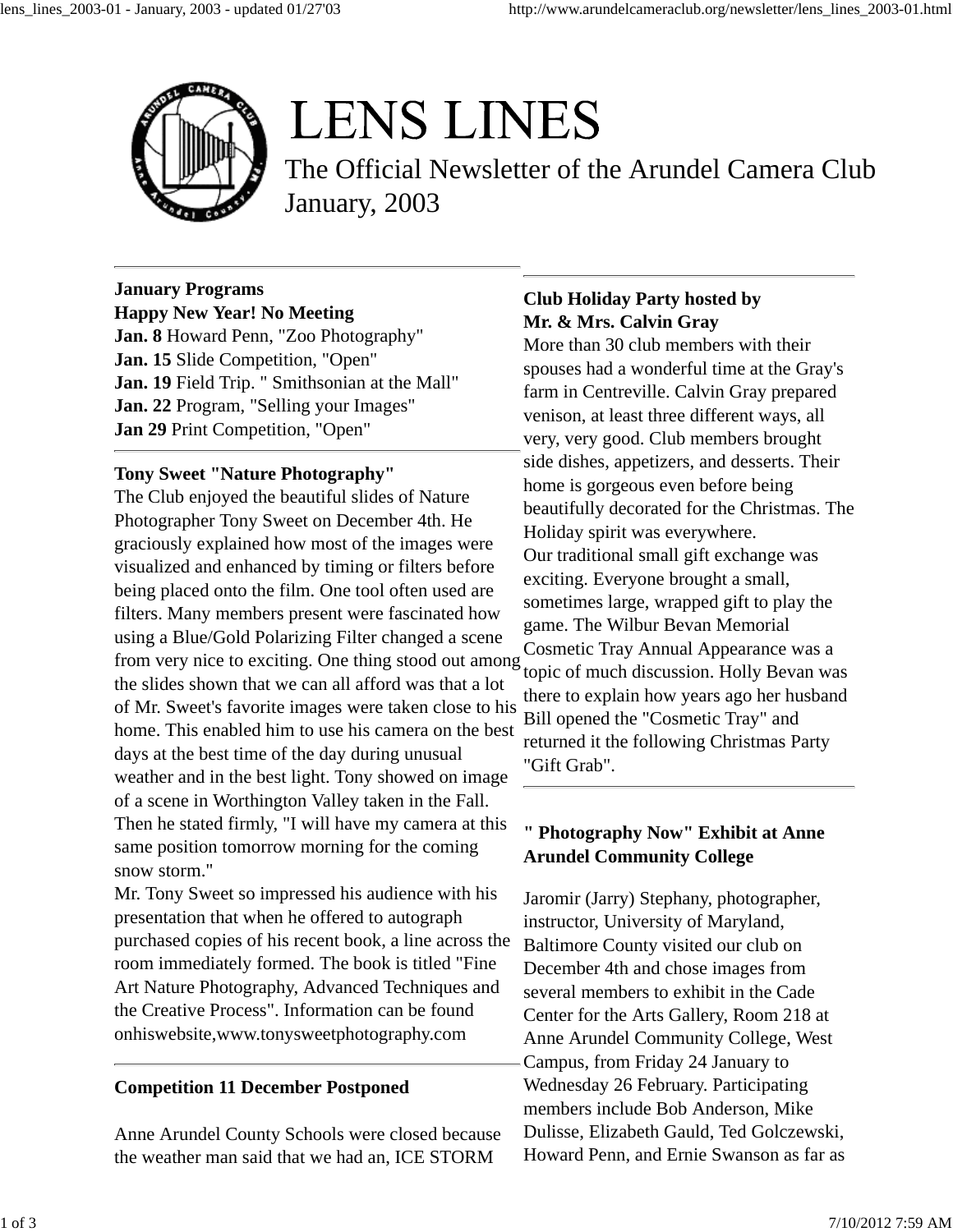# LENS LINES

The Official Newsletter of the Arundel Camera Club
January, 2003

**January Programs**
**Happy New Year! No Meeting**
**Jan. 8** Howard Penn, "Zoo Photography"
**Jan. 15** Slide Competition, "Open"
**Jan. 19** Field Trip. " Smithsonian at the Mall"
**Jan. 22** Program, "Selling your Images"
**Jan 29** Print Competition, "Open"

**Tony Sweet "Nature Photography"**
The Club enjoyed the beautiful slides of Nature Photographer Tony Sweet on December 4th. He graciously explained how most of the images were visualized and enhanced by timing or filters before being placed onto the film. One tool often used are filters. Many members present were fascinated how using a Blue/Gold Polarizing Filter changed a scene from very nice to exciting. One thing stood out among the slides shown that we can all afford was that a lot of Mr. Sweet's favorite images were taken close to his home. This enabled him to use his camera on the best days at the best time of the day during unusual weather and in the best light. Tony showed on image of a scene in Worthington Valley taken in the Fall. Then he stated firmly, "I will have my camera at this same position tomorrow morning for the coming snow storm."
Mr. Tony Sweet so impressed his audience with his presentation that when he offered to autograph purchased copies of his recent book, a line across the room immediately formed. The book is titled "Fine Art Nature Photography, Advanced Techniques and the Creative Process". Information can be found onhiswebsite,www.tonysweetphotography.com

**Competition 11 December Postponed**

Anne Arundel County Schools were closed because the weather man said that we had an, ICE STORM

**Club Holiday Party hosted by Mr. & Mrs. Calvin Gray**
More than 30 club members with their spouses had a wonderful time at the Gray's farm in Centreville. Calvin Gray prepared venison, at least three different ways, all very, very good. Club members brought side dishes, appetizers, and desserts. Their home is gorgeous even before being beautifully decorated for the Christmas. The Holiday spirit was everywhere.
Our traditional small gift exchange was exciting. Everyone brought a small, sometimes large, wrapped gift to play the game. The Wilbur Bevan Memorial Cosmetic Tray Annual Appearance was a topic of much discussion. Holly Bevan was there to explain how years ago her husband Bill opened the "Cosmetic Tray" and returned it the following Christmas Party "Gift Grab".

**" Photography Now" Exhibit at Anne Arundel Community College**

Jaromir (Jarry) Stephany, photographer, instructor, University of Maryland, Baltimore County visited our club on December 4th and chose images from several members to exhibit in the Cade Center for the Arts Gallery, Room 218 at Anne Arundel Community College, West Campus, from Friday 24 January to Wednesday 26 February. Participating members include Bob Anderson, Mike Dulisse, Elizabeth Gauld, Ted Golczewski, Howard Penn, and Ernie Swanson as far as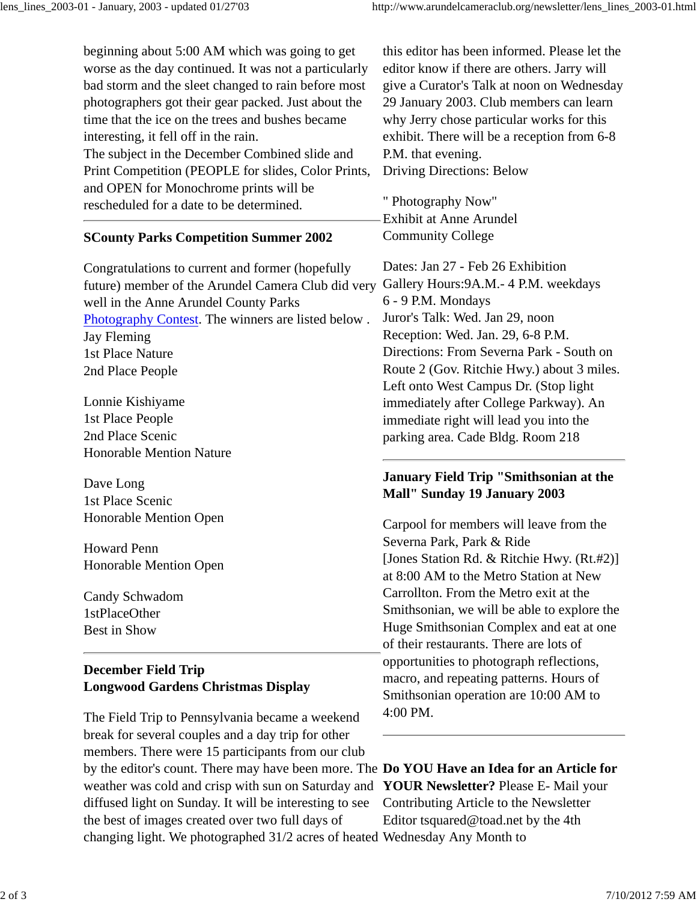beginning about 5:00 AM which was going to get worse as the day continued. It was not a particularly bad storm and the sleet changed to rain before most photographers got their gear packed. Just about the time that the ice on the trees and bushes became interesting, it fell off in the rain.
The subject in the December Combined slide and Print Competition (PEOPLE for slides, Color Prints, and OPEN for Monochrome prints will be rescheduled for a date to be determined.

---

**SCounty Parks Competition Summer 2002**

Congratulations to current and former (hopefully future) member of the Arundel Camera Club did very well in the Anne Arundel County Parks Photography Contest. The winners are listed below .
Jay Fleming
1st Place Nature
2nd Place People

Lonnie Kishiyame
1st Place People
2nd Place Scenic
Honorable Mention Nature

Dave Long
1st Place Scenic
Honorable Mention Open

Howard Penn
Honorable Mention Open

Candy Schwadom
1stPlaceOther
Best in Show

---

**December Field Trip**
**Longwood Gardens Christmas Display**

The Field Trip to Pennsylvania became a weekend break for several couples and a day trip for other members. There were 15 participants from our club by the editor's count. There may have been more. The weather was cold and crisp with sun on Saturday and diffused light on Sunday. It will be interesting to see the best of images created over two full days of changing light. We photographed 31/2 acres of heated

this editor has been informed. Please let the editor know if there are others. Jarry will give a Curator's Talk at noon on Wednesday 29 January 2003. Club members can learn why Jerry chose particular works for this exhibit. There will be a reception from 6-8 P.M. that evening.
Driving Directions: Below

" Photography Now"
Exhibit at Anne Arundel
Community College

Dates: Jan 27 - Feb 26 Exhibition
Gallery Hours:9A.M.- 4 P.M. weekdays
6 - 9 P.M. Mondays
Juror's Talk: Wed. Jan 29, noon
Reception: Wed. Jan. 29, 6-8 P.M.
Directions: From Severna Park - South on Route 2 (Gov. Ritchie Hwy.) about 3 miles. Left onto West Campus Dr. (Stop light immediately after College Parkway). An immediate right will lead you into the parking area. Cade Bldg. Room 218

---

**January Field Trip "Smithsonian at the Mall" Sunday 19 January 2003**

Carpool for members will leave from the Severna Park, Park & Ride
[Jones Station Rd. & Ritchie Hwy. (Rt.#2)] at 8:00 AM to the Metro Station at New Carrollton. From the Metro exit at the Smithsonian, we will be able to explore the Huge Smithsonian Complex and eat at one of their restaurants. There are lots of opportunities to photograph reflections, macro, and repeating patterns. Hours of Smithsonian operation are 10:00 AM to 4:00 PM.

---

**Do YOU Have an Idea for an Article for YOUR Newsletter?** Please E- Mail your Contributing Article to the Newsletter Editor tsquared@toad.net by the 4th Wednesday Any Month to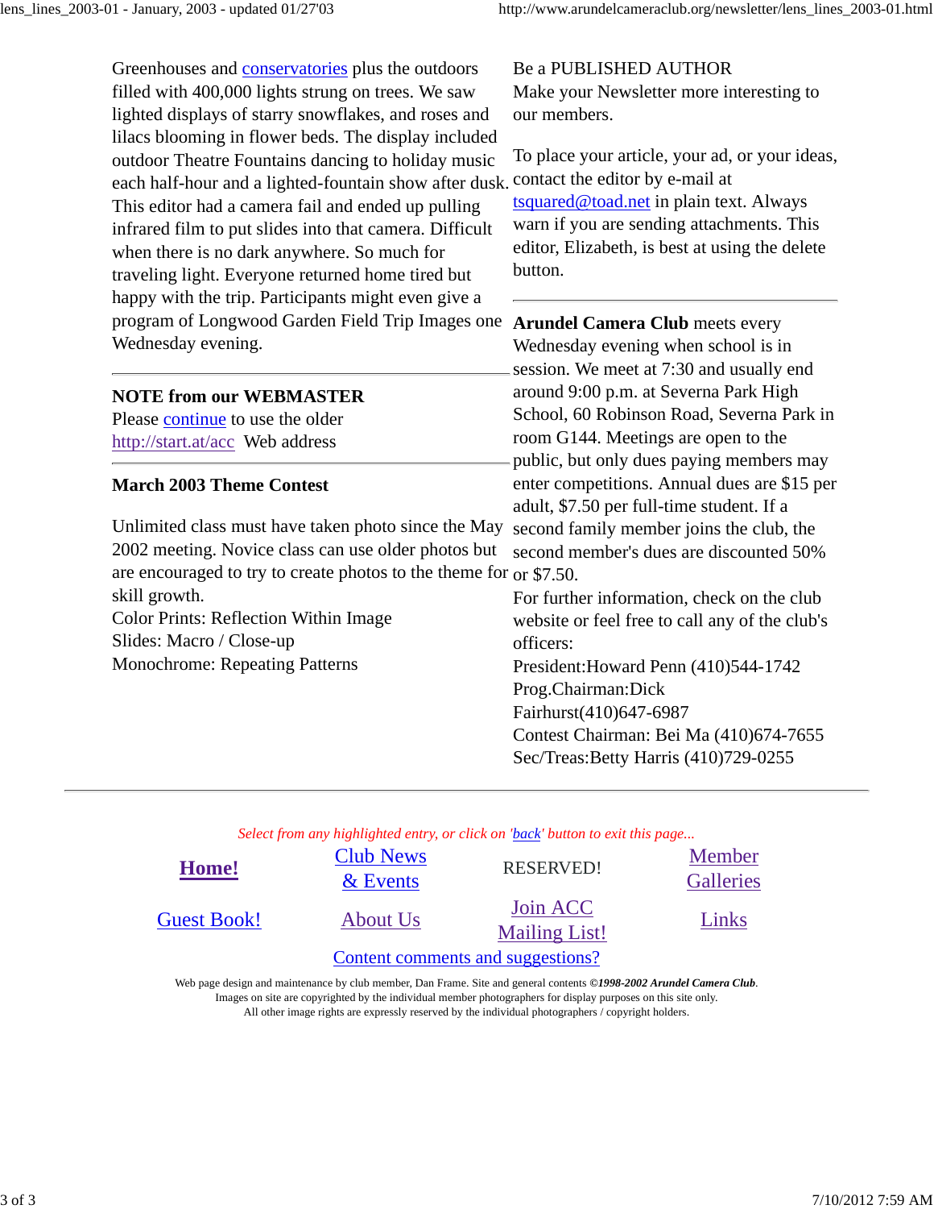Greenhouses and conservatories plus the outdoors filled with 400,000 lights strung on trees. We saw lighted displays of starry snowflakes, and roses and lilacs blooming in flower beds. The display included outdoor Theatre Fountains dancing to holiday music each half-hour and a lighted-fountain show after dusk. This editor had a camera fail and ended up pulling infrared film to put slides into that camera. Difficult when there is no dark anywhere. So much for traveling light. Everyone returned home tired but happy with the trip. Participants might even give a program of Longwood Garden Field Trip Images one Wednesday evening.

---

**NOTE from our WEBMASTER**
Please continue to use the older http://start.at/acc Web address

---

**March 2003 Theme Contest**

Unlimited class must have taken photo since the May 2002 meeting. Novice class can use older photos but are encouraged to try to create photos to the theme for skill growth.
Color Prints: Reflection Within Image
Slides: Macro / Close-up
Monochrome: Repeating Patterns

Be a PUBLISHED AUTHOR
Make your Newsletter more interesting to our members.

To place your article, your ad, or your ideas, contact the editor by e-mail at tsquared@toad.net in plain text. Always warn if you are sending attachments. This editor, Elizabeth, is best at using the delete button.

---

**Arundel Camera Club** meets every Wednesday evening when school is in session. We meet at 7:30 and usually end around 9:00 p.m. at Severna Park High School, 60 Robinson Road, Severna Park in room G144. Meetings are open to the public, but only dues paying members may enter competitions. Annual dues are $15 per adult, $7.50 per full-time student. If a second family member joins the club, the second member's dues are discounted 50% or $7.50.
For further information, check on the club website or feel free to call any of the club's officers:
President:Howard Penn (410)544-1742
Prog.Chairman:Dick Fairhurst(410)647-6987
Contest Chairman: Bei Ma (410)674-7655
Sec/Treas:Betty Harris (410)729-0255

---

*Select from any highlighted entry, or click on 'back' button to exit this page...*

| | | | |
|---|---|---|---|
| **Home!** | Club News & Events | RESERVED! | Member Galleries |
| Guest Book! | About Us | Join ACC Mailing List! | Links |

Content comments and suggestions?

Web page design and maintenance by club member, Dan Frame. Site and general contents ***©1998-2002 Arundel Camera Club***.
Images on site are copyrighted by the individual member photographers for display purposes on this site only.
All other image rights are expressly reserved by the individual photographers / copyright holders.